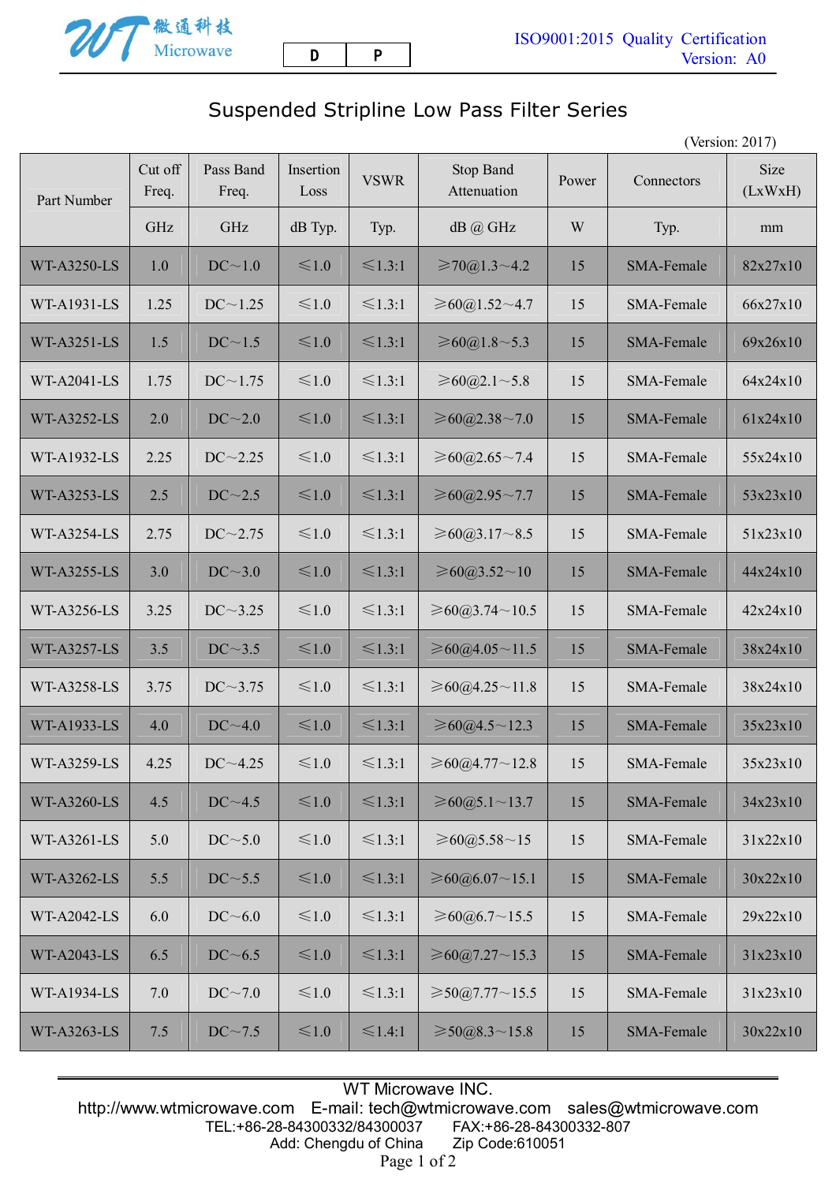# Suspended Stripline Low Pass Filter Series

(Version: 2017)

| Part Number | Cut off Freq. | Pass Band Freq. | Insertion Loss | VSWR | Stop Band Attenuation | Power | Connectors | Size (LxWxH) |
|---|---|---|---|---|---|---|---|---|
| | GHz | GHz | dB Typ. | Typ. | dB @ GHz | W | Typ. | mm |
| WT-A3250-LS | 1.0 | DC～1.0 | ≤1.0 | ≤1.3:1 | ≥70@1.3～4.2 | 15 | SMA-Female | 82x27x10 |
| WT-A1931-LS | 1.25 | DC～1.25 | ≤1.0 | ≤1.3:1 | ≥60@1.52～4.7 | 15 | SMA-Female | 66x27x10 |
| WT-A3251-LS | 1.5 | DC～1.5 | ≤1.0 | ≤1.3:1 | ≥60@1.8～5.3 | 15 | SMA-Female | 69x26x10 |
| WT-A2041-LS | 1.75 | DC～1.75 | ≤1.0 | ≤1.3:1 | ≥60@2.1～5.8 | 15 | SMA-Female | 64x24x10 |
| WT-A3252-LS | 2.0 | DC～2.0 | ≤1.0 | ≤1.3:1 | ≥60@2.38～7.0 | 15 | SMA-Female | 61x24x10 |
| WT-A1932-LS | 2.25 | DC～2.25 | ≤1.0 | ≤1.3:1 | ≥60@2.65～7.4 | 15 | SMA-Female | 55x24x10 |
| WT-A3253-LS | 2.5 | DC～2.5 | ≤1.0 | ≤1.3:1 | ≥60@2.95～7.7 | 15 | SMA-Female | 53x23x10 |
| WT-A3254-LS | 2.75 | DC～2.75 | ≤1.0 | ≤1.3:1 | ≥60@3.17～8.5 | 15 | SMA-Female | 51x23x10 |
| WT-A3255-LS | 3.0 | DC～3.0 | ≤1.0 | ≤1.3:1 | ≥60@3.52～10 | 15 | SMA-Female | 44x24x10 |
| WT-A3256-LS | 3.25 | DC～3.25 | ≤1.0 | ≤1.3:1 | ≥60@3.74～10.5 | 15 | SMA-Female | 42x24x10 |
| WT-A3257-LS | 3.5 | DC～3.5 | ≤1.0 | ≤1.3:1 | ≥60@4.05～11.5 | 15 | SMA-Female | 38x24x10 |
| WT-A3258-LS | 3.75 | DC～3.75 | ≤1.0 | ≤1.3:1 | ≥60@4.25～11.8 | 15 | SMA-Female | 38x24x10 |
| WT-A1933-LS | 4.0 | DC～4.0 | ≤1.0 | ≤1.3:1 | ≥60@4.5～12.3 | 15 | SMA-Female | 35x23x10 |
| WT-A3259-LS | 4.25 | DC～4.25 | ≤1.0 | ≤1.3:1 | ≥60@4.77～12.8 | 15 | SMA-Female | 35x23x10 |
| WT-A3260-LS | 4.5 | DC～4.5 | ≤1.0 | ≤1.3:1 | ≥60@5.1～13.7 | 15 | SMA-Female | 34x23x10 |
| WT-A3261-LS | 5.0 | DC～5.0 | ≤1.0 | ≤1.3:1 | ≥60@5.58～15 | 15 | SMA-Female | 31x22x10 |
| WT-A3262-LS | 5.5 | DC～5.5 | ≤1.0 | ≤1.3:1 | ≥60@6.07～15.1 | 15 | SMA-Female | 30x22x10 |
| WT-A2042-LS | 6.0 | DC～6.0 | ≤1.0 | ≤1.3:1 | ≥60@6.7～15.5 | 15 | SMA-Female | 29x22x10 |
| WT-A2043-LS | 6.5 | DC～6.5 | ≤1.0 | ≤1.3:1 | ≥60@7.27～15.3 | 15 | SMA-Female | 31x23x10 |
| WT-A1934-LS | 7.0 | DC～7.0 | ≤1.0 | ≤1.3:1 | ≥50@7.77～15.5 | 15 | SMA-Female | 31x23x10 |
| WT-A3263-LS | 7.5 | DC～7.5 | ≤1.0 | ≤1.4:1 | ≥50@8.3～15.8 | 15 | SMA-Female | 30x22x10 |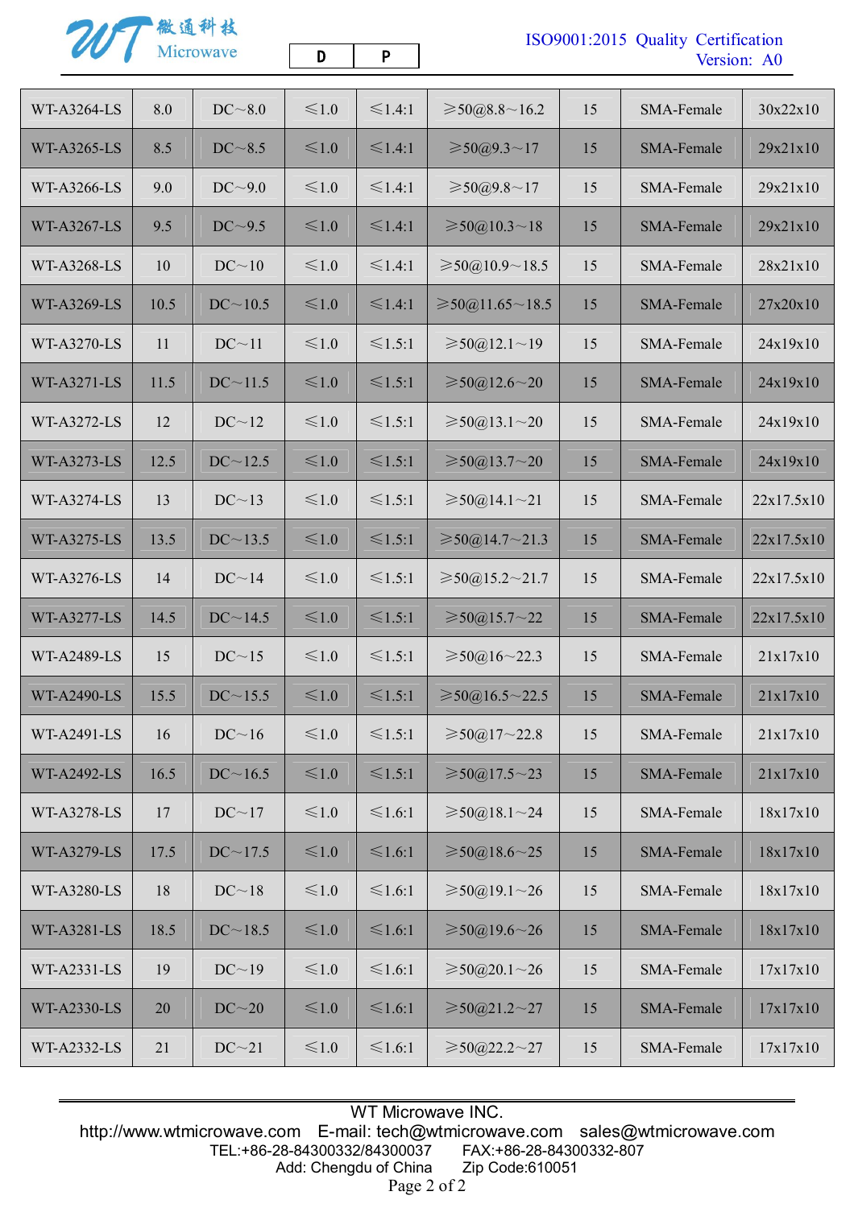| WT-A3264-LS | 8.0 | DC～8.0 | ≤1.0 | ≤1.4:1 | ≥50@8.8～16.2 | 15 | SMA-Female | 30x22x10 |
|---|---|---|---|---|---|---|---|---|
| WT-A3265-LS | 8.5 | DC～8.5 | ≤1.0 | ≤1.4:1 | ≥50@9.3～17 | 15 | SMA-Female | 29x21x10 |
| WT-A3266-LS | 9.0 | DC～9.0 | ≤1.0 | ≤1.4:1 | ≥50@9.8～17 | 15 | SMA-Female | 29x21x10 |
| WT-A3267-LS | 9.5 | DC～9.5 | ≤1.0 | ≤1.4:1 | ≥50@10.3～18 | 15 | SMA-Female | 29x21x10 |
| WT-A3268-LS | 10 | DC～10 | ≤1.0 | ≤1.4:1 | ≥50@10.9～18.5 | 15 | SMA-Female | 28x21x10 |
| WT-A3269-LS | 10.5 | DC～10.5 | ≤1.0 | ≤1.4:1 | ≥50@11.65～18.5 | 15 | SMA-Female | 27x20x10 |
| WT-A3270-LS | 11 | DC～11 | ≤1.0 | ≤1.5:1 | ≥50@12.1～19 | 15 | SMA-Female | 24x19x10 |
| WT-A3271-LS | 11.5 | DC～11.5 | ≤1.0 | ≤1.5:1 | ≥50@12.6～20 | 15 | SMA-Female | 24x19x10 |
| WT-A3272-LS | 12 | DC～12 | ≤1.0 | ≤1.5:1 | ≥50@13.1～20 | 15 | SMA-Female | 24x19x10 |
| WT-A3273-LS | 12.5 | DC～12.5 | ≤1.0 | ≤1.5:1 | ≥50@13.7～20 | 15 | SMA-Female | 24x19x10 |
| WT-A3274-LS | 13 | DC～13 | ≤1.0 | ≤1.5:1 | ≥50@14.1～21 | 15 | SMA-Female | 22x17.5x10 |
| WT-A3275-LS | 13.5 | DC～13.5 | ≤1.0 | ≤1.5:1 | ≥50@14.7～21.3 | 15 | SMA-Female | 22x17.5x10 |
| WT-A3276-LS | 14 | DC～14 | ≤1.0 | ≤1.5:1 | ≥50@15.2～21.7 | 15 | SMA-Female | 22x17.5x10 |
| WT-A3277-LS | 14.5 | DC～14.5 | ≤1.0 | ≤1.5:1 | ≥50@15.7～22 | 15 | SMA-Female | 22x17.5x10 |
| WT-A2489-LS | 15 | DC～15 | ≤1.0 | ≤1.5:1 | ≥50@16～22.3 | 15 | SMA-Female | 21x17x10 |
| WT-A2490-LS | 15.5 | DC～15.5 | ≤1.0 | ≤1.5:1 | ≥50@16.5～22.5 | 15 | SMA-Female | 21x17x10 |
| WT-A2491-LS | 16 | DC～16 | ≤1.0 | ≤1.5:1 | ≥50@17～22.8 | 15 | SMA-Female | 21x17x10 |
| WT-A2492-LS | 16.5 | DC～16.5 | ≤1.0 | ≤1.5:1 | ≥50@17.5～23 | 15 | SMA-Female | 21x17x10 |
| WT-A3278-LS | 17 | DC～17 | ≤1.0 | ≤1.6:1 | ≥50@18.1～24 | 15 | SMA-Female | 18x17x10 |
| WT-A3279-LS | 17.5 | DC～17.5 | ≤1.0 | ≤1.6:1 | ≥50@18.6～25 | 15 | SMA-Female | 18x17x10 |
| WT-A3280-LS | 18 | DC～18 | ≤1.0 | ≤1.6:1 | ≥50@19.1～26 | 15 | SMA-Female | 18x17x10 |
| WT-A3281-LS | 18.5 | DC～18.5 | ≤1.0 | ≤1.6:1 | ≥50@19.6～26 | 15 | SMA-Female | 18x17x10 |
| WT-A2331-LS | 19 | DC～19 | ≤1.0 | ≤1.6:1 | ≥50@20.1～26 | 15 | SMA-Female | 17x17x10 |
| WT-A2330-LS | 20 | DC～20 | ≤1.0 | ≤1.6:1 | ≥50@21.2～27 | 15 | SMA-Female | 17x17x10 |
| WT-A2332-LS | 21 | DC～21 | ≤1.0 | ≤1.6:1 | ≥50@22.2～27 | 15 | SMA-Female | 17x17x10 |